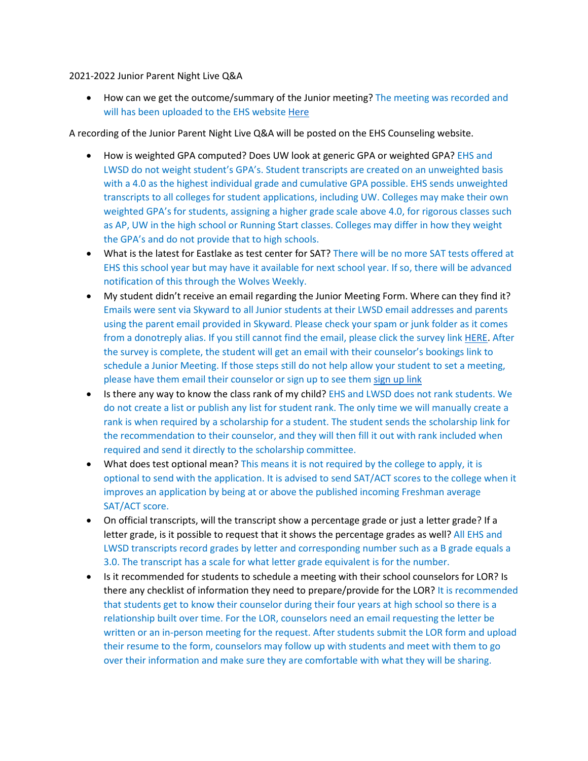2021-2022 Junior Parent Night Live Q&A

- How can we get the outcome/summary of the Junior meeting? The meeting was recorded and will has been uploaded to the EHS website Here

A recording of the Junior Parent Night Live Q&A will be posted on the EHS Counseling website.

- How is weighted GPA computed? Does UW look at generic GPA or weighted GPA? EHS and LWSD do not weight student's GPA's. Student transcripts are created on an unweighted basis with a 4.0 as the highest individual grade and cumulative GPA possible. EHS sends unweighted transcripts to all colleges for student applications, including UW. Colleges may make their own weighted GPA's for students, assigning a higher grade scale above 4.0, for rigorous classes such as AP, UW in the high school or Running Start classes. Colleges may differ in how they weight the GPA's and do not provide that to high schools.
- What is the latest for Eastlake as test center for SAT? There will be no more SAT tests offered at EHS this school year but may have it available for next school year. If so, there will be advanced notification of this through the Wolves Weekly.
- My student didn't receive an email regarding the Junior Meeting Form. Where can they find it? Emails were sent via Skyward to all Junior students at their LWSD email addresses and parents using the parent email provided in Skyward. Please check your spam or junk folder as it comes from a donotreply alias. If you still cannot find the email, please click the survey link HERE. After the survey is complete, the student will get an email with their counselor's bookings link to schedule a Junior Meeting. If those steps still do not help allow your student to set a meeting, please have them email their counselor or sign up to see them sign up link
- Is there any way to know the class rank of my child? EHS and LWSD does not rank students. We do not create a list or publish any list for student rank. The only time we will manually create a rank is when required by a scholarship for a student. The student sends the scholarship link for the recommendation to their counselor, and they will then fill it out with rank included when required and send it directly to the scholarship committee.
- What does test optional mean? This means it is not required by the college to apply, it is optional to send with the application. It is advised to send SAT/ACT scores to the college when it improves an application by being at or above the published incoming Freshman average SAT/ACT score.
- On official transcripts, will the transcript show a percentage grade or just a letter grade? If a letter grade, is it possible to request that it shows the percentage grades as well? All EHS and LWSD transcripts record grades by letter and corresponding number such as a B grade equals a 3.0. The transcript has a scale for what letter grade equivalent is for the number.
- Is it recommended for students to schedule a meeting with their school counselors for LOR? Is there any checklist of information they need to prepare/provide for the LOR? It is recommended that students get to know their counselor during their four years at high school so there is a relationship built over time. For the LOR, counselors need an email requesting the letter be written or an in-person meeting for the request. After students submit the LOR form and upload their resume to the form, counselors may follow up with students and meet with them to go over their information and make sure they are comfortable with what they will be sharing.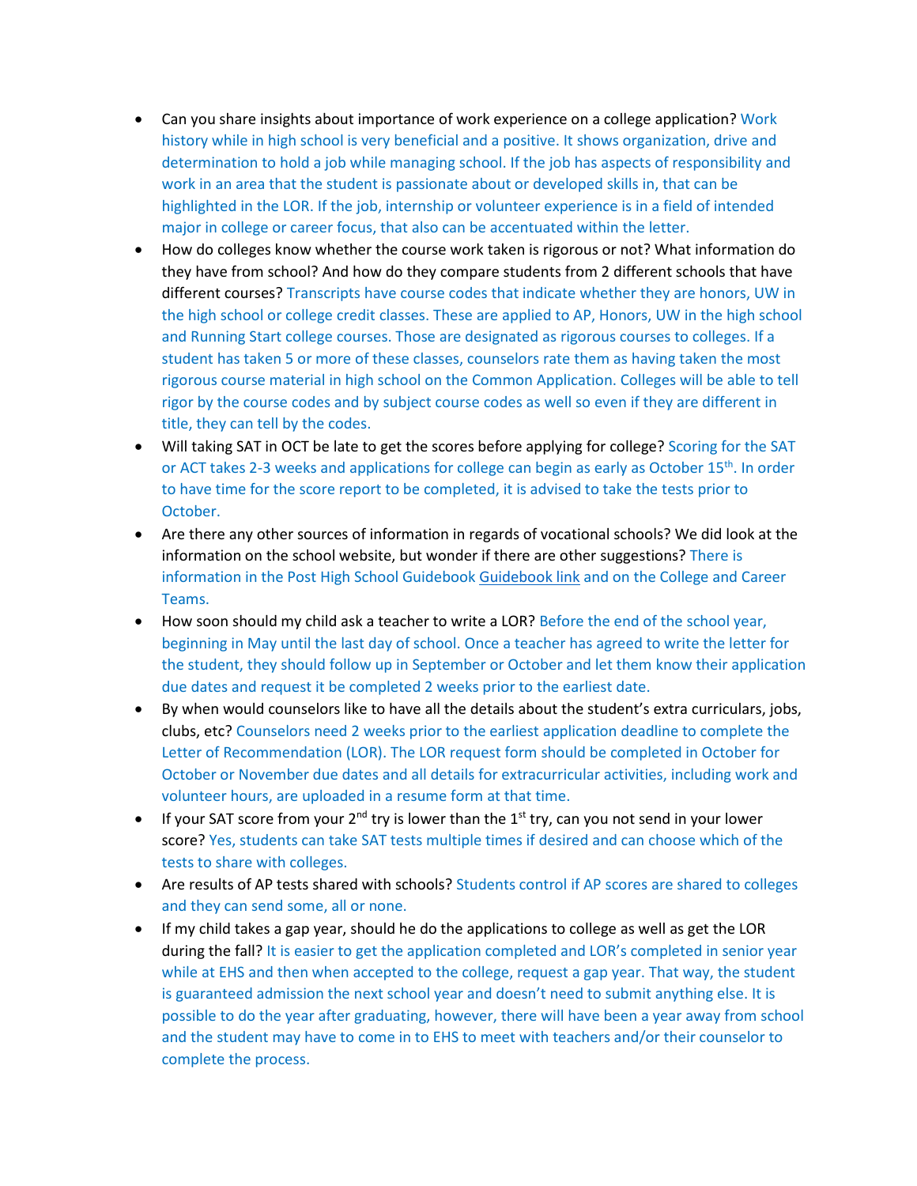- Can you share insights about importance of work experience on a college application? Work history while in high school is very beneficial and a positive. It shows organization, drive and determination to hold a job while managing school. If the job has aspects of responsibility and work in an area that the student is passionate about or developed skills in, that can be highlighted in the LOR. If the job, internship or volunteer experience is in a field of intended major in college or career focus, that also can be accentuated within the letter.
- How do colleges know whether the course work taken is rigorous or not? What information do they have from school? And how do they compare students from 2 different schools that have different courses? Transcripts have course codes that indicate whether they are honors, UW in the high school or college credit classes. These are applied to AP, Honors, UW in the high school and Running Start college courses. Those are designated as rigorous courses to colleges. If a student has taken 5 or more of these classes, counselors rate them as having taken the most rigorous course material in high school on the Common Application. Colleges will be able to tell rigor by the course codes and by subject course codes as well so even if they are different in title, they can tell by the codes.
- Will taking SAT in OCT be late to get the scores before applying for college? Scoring for the SAT or ACT takes 2-3 weeks and applications for college can begin as early as October 15th. In order to have time for the score report to be completed, it is advised to take the tests prior to October.
- Are there any other sources of information in regards of vocational schools? We did look at the information on the school website, but wonder if there are other suggestions? There is information in the Post High School Guidebook Guidebook link and on the College and Career Teams.
- How soon should my child ask a teacher to write a LOR? Before the end of the school year, beginning in May until the last day of school. Once a teacher has agreed to write the letter for the student, they should follow up in September or October and let them know their application due dates and request it be completed 2 weeks prior to the earliest date.
- By when would counselors like to have all the details about the student's extra curriculars, jobs, clubs, etc? Counselors need 2 weeks prior to the earliest application deadline to complete the Letter of Recommendation (LOR). The LOR request form should be completed in October for October or November due dates and all details for extracurricular activities, including work and volunteer hours, are uploaded in a resume form at that time.
- If your SAT score from your 2nd try is lower than the 1st try, can you not send in your lower score? Yes, students can take SAT tests multiple times if desired and can choose which of the tests to share with colleges.
- Are results of AP tests shared with schools? Students control if AP scores are shared to colleges and they can send some, all or none.
- If my child takes a gap year, should he do the applications to college as well as get the LOR during the fall? It is easier to get the application completed and LOR's completed in senior year while at EHS and then when accepted to the college, request a gap year. That way, the student is guaranteed admission the next school year and doesn't need to submit anything else. It is possible to do the year after graduating, however, there will have been a year away from school and the student may have to come in to EHS to meet with teachers and/or their counselor to complete the process.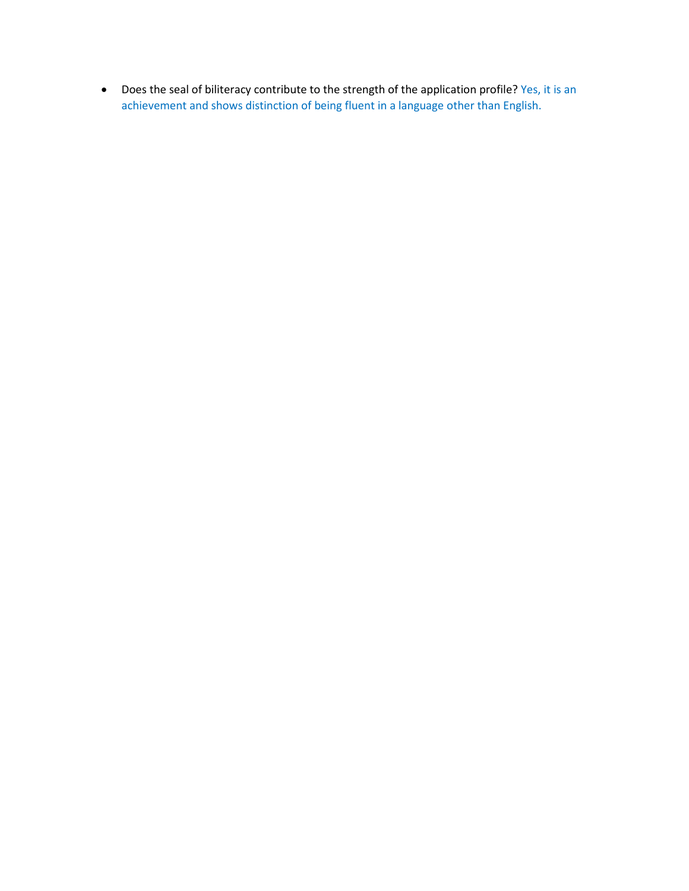- Does the seal of biliteracy contribute to the strength of the application profile? Yes, it is an achievement and shows distinction of being fluent in a language other than English.